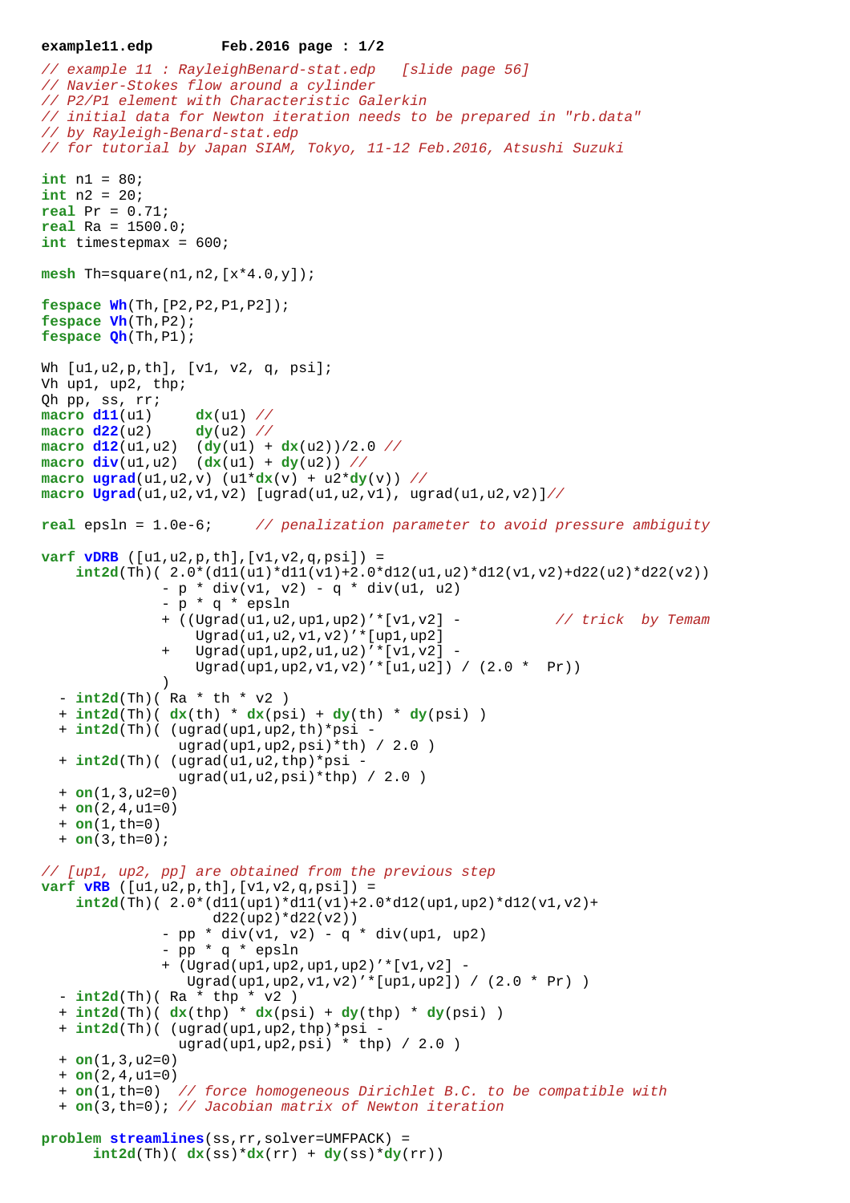```
// example 11 : RayleighBenard-stat.edp   [slide page 56]
// Navier-Stokes flow around a cylinder
// P2/P1 element with Characteristic Galerkin
// initial data for Newton iteration needs to be prepared in "rb.data"
// by Rayleigh-Benard-stat.edp
// for tutorial by Japan SIAM, Tokyo, 11-12 Feb.2016, Atsushi Suzuki

int n1 = 80;
int n2 = 20;
real Pr = 0.71;
real Ra = 1500.0;
int timestepmax = 600;

mesh Th=square(n1,n2,[x*4.0,y]);

fespace Wh(Th,[P2,P2,P1,P2]);
fespace Vh(Th,P2);
fespace Qh(Th,P1);

Wh [u1,u2,p,th], [v1, v2, q, psi];
Vh up1, up2, thp;
Qh pp, ss, rr;
macro d11(u1)     dx(u1) //
macro d22(u2)     dy(u2) //
macro d12(u1,u2)  (dy(u1) + dx(u2))/2.0 //
macro div(u1,u2)  (dx(u1) + dy(u2)) //
macro ugrad(u1,u2,v) (u1*dx(v) + u2*dy(v)) //
macro Ugrad(u1,u2,v1,v2) [ugrad(u1,u2,v1), ugrad(u1,u2,v2)]//

real epsln = 1.0e-6;     // penalization parameter to avoid pressure ambiguity

varf vDRB ([u1,u2,p,th],[v1,v2,q,psi]) =
    int2d(Th)( 2.0*(d11(u1)*d11(v1)+2.0*d12(u1,u2)*d12(v1,v2)+d22(u2)*d22(v2))
              - p * div(v1, v2) - q * div(u1, u2)
              - p * q * epsln
              + ((Ugrad(u1,u2,up1,up2)'*[v1,v2] -            // trick  by Temam
                 Ugrad(u1,u2,v1,v2)'*[up1,up2]
              +   Ugrad(up1,up2,u1,u2)'*[v1,v2] -
                 Ugrad(up1,up2,v1,v2)'*[u1,u2]) / (2.0 *  Pr))
              )
  - int2d(Th)( Ra * th * v2 )
  + int2d(Th)( dx(th) * dx(psi) + dy(th) * dy(psi) )
  + int2d(Th)( (ugrad(up1,up2,th)*psi -
               ugrad(up1,up2,psi)*th) / 2.0 )
  + int2d(Th)( (ugrad(u1,u2,thp)*psi -
               ugrad(u1,u2,psi)*thp) / 2.0 )
  + on(1,3,u2=0)
  + on(2,4,u1=0)
  + on(1,th=0)
  + on(3,th=0);

// [up1, up2, pp] are obtained from the previous step
varf vRB ([u1,u2,p,th],[v1,v2,q,psi]) =
    int2d(Th)( 2.0*(d11(up1)*d11(v1)+2.0*d12(up1,up2)*d12(v1,v2)+
                  d22(up2)*d22(v2))
              - pp * div(v1, v2) - q * div(up1, up2)
              - pp * q * epsln
              + (Ugrad(up1,up2,up1,up2)'*[v1,v2] -
                Ugrad(up1,up2,v1,v2)'*[up1,up2]) / (2.0 * Pr) )
  - int2d(Th)( Ra * thp * v2 )
  + int2d(Th)( dx(thp) * dx(psi) + dy(thp) * dy(psi) )
  + int2d(Th)( (ugrad(up1,up2,thp)*psi -
               ugrad(up1,up2,psi) * thp) / 2.0 )
  + on(1,3,u2=0)
  + on(2,4,u1=0)
  + on(1,th=0)  // force homogeneous Dirichlet B.C. to be compatible with
  + on(3,th=0); // Jacobian matrix of Newton iteration

problem streamlines(ss,rr,solver=UMFPACK) =
      int2d(Th)( dx(ss)*dx(rr) + dy(ss)*dy(rr))
```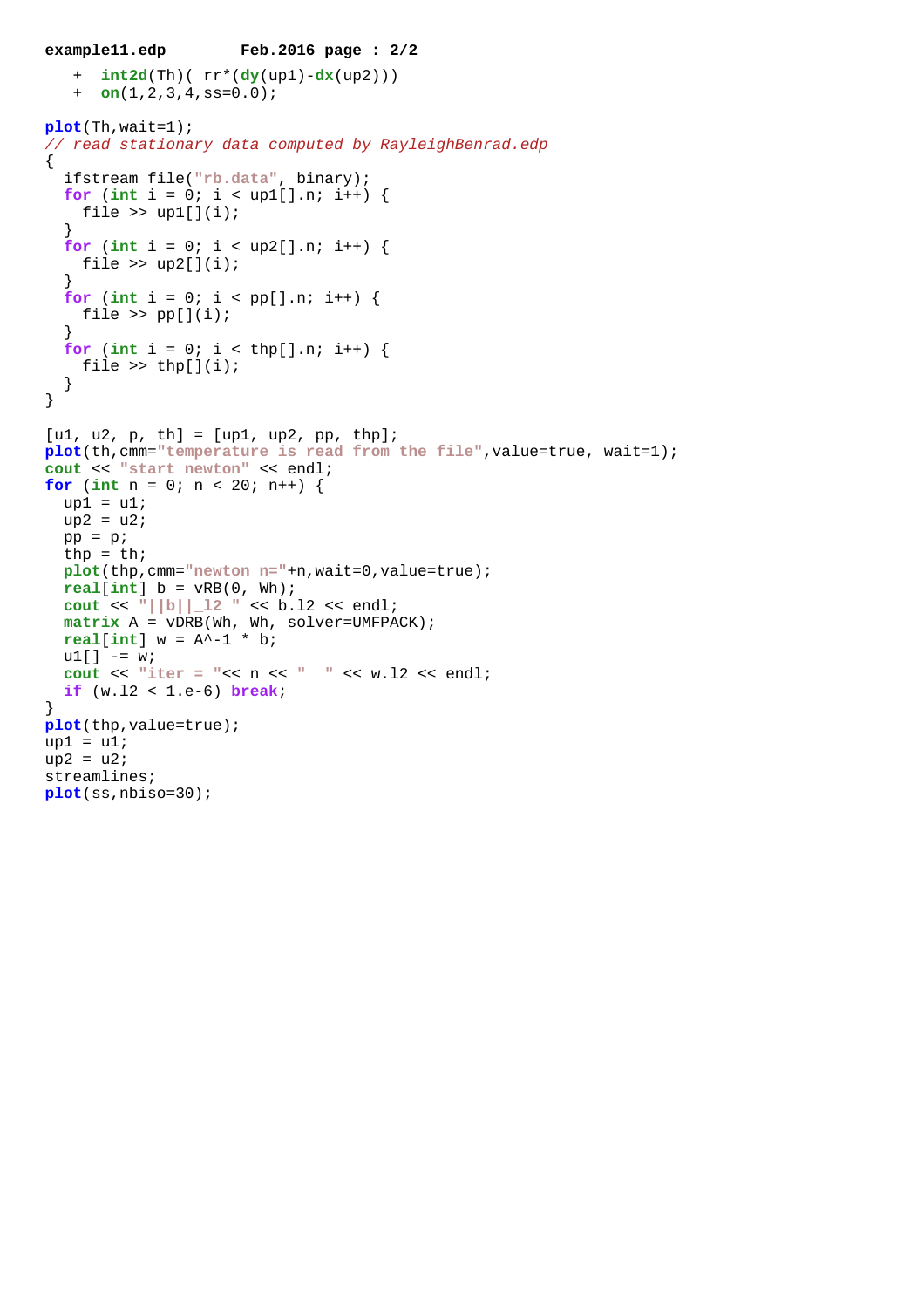```
   +  int2d(Th)( rr*(dy(up1)-dx(up2)))
   +  on(1,2,3,4,ss=0.0);

plot(Th,wait=1);
// read stationary data computed by RayleighBenrad.edp
{
  ifstream file("rb.data", binary);
  for (int i = 0; i < up1[].n; i++) {
    file >> up1[](i);
  }
  for (int i = 0; i < up2[].n; i++) {
    file >> up2[](i);
  }
  for (int i = 0; i < pp[].n; i++) {
    file >> pp[](i);
  }
  for (int i = 0; i < thp[].n; i++) {
    file >> thp[](i);
  }
}

[u1, u2, p, th] = [up1, up2, pp, thp];
plot(th,cmm="temperature is read from the file",value=true, wait=1);
cout << "start newton" << endl;
for (int n = 0; n < 20; n++) {
  up1 = u1;
  up2 = u2;
  pp = p;
  thp = th;
  plot(thp,cmm="newton n="+n,wait=0,value=true);
  real[int] b = vRB(0, Wh);
  cout << "||b||_l2 " << b.l2 << endl;
  matrix A = vDRB(Wh, Wh, solver=UMFPACK);
  real[int] w = A^-1 * b;
  u1[] -= w;
  cout << "iter = "<< n << "  " << w.l2 << endl;
  if (w.l2 < 1.e-6) break;
}
plot(thp,value=true);
up1 = u1;
up2 = u2;
streamlines;
plot(ss,nbiso=30);
```